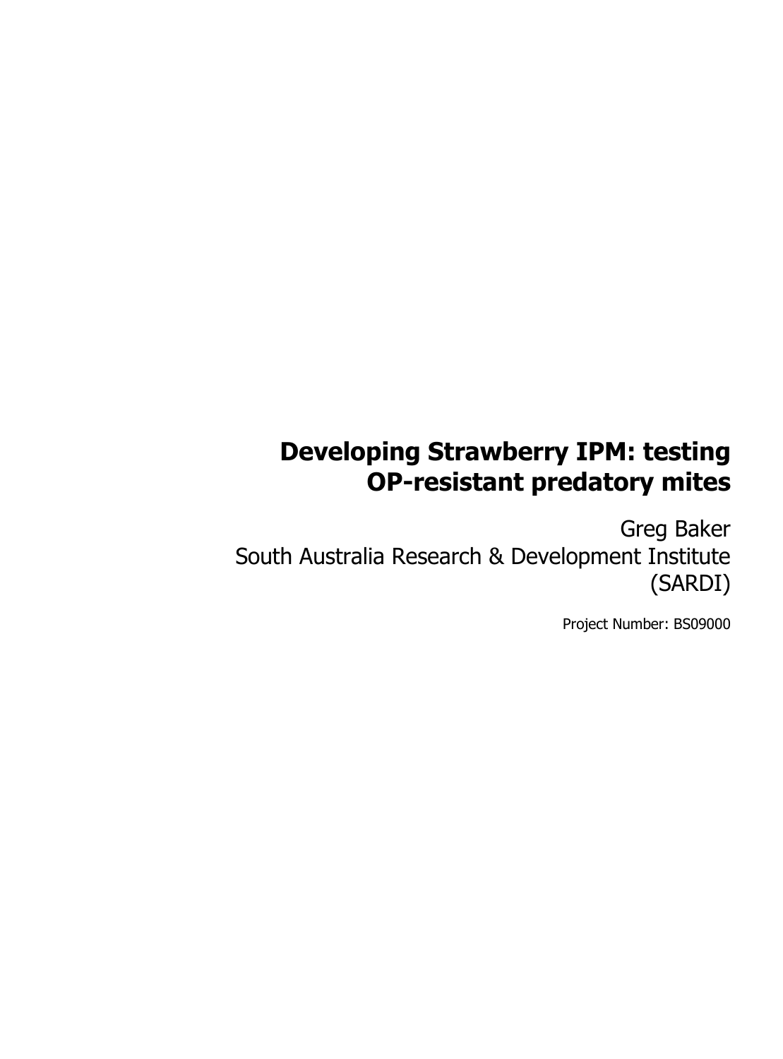# Developing Strawberry IPM: testing OP-resistant predatory mites

Greg Baker
South Australia Research & Development Institute (SARDI)

Project Number: BS09000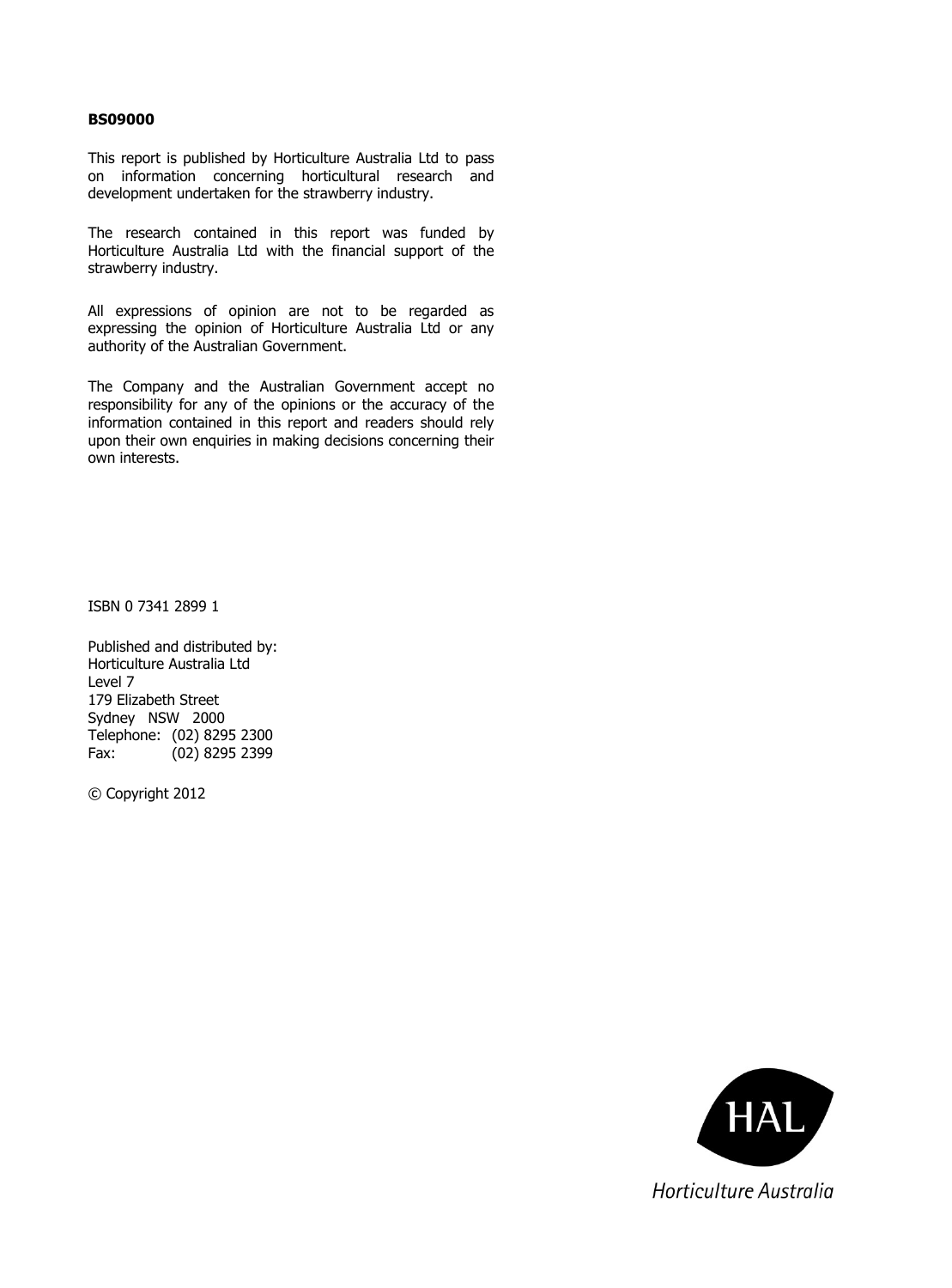**BS09000**

This report is published by Horticulture Australia Ltd to pass on information concerning horticultural research and development undertaken for the strawberry industry.

The research contained in this report was funded by Horticulture Australia Ltd with the financial support of the strawberry industry.

All expressions of opinion are not to be regarded as expressing the opinion of Horticulture Australia Ltd or any authority of the Australian Government.

The Company and the Australian Government accept no responsibility for any of the opinions or the accuracy of the information contained in this report and readers should rely upon their own enquiries in making decisions concerning their own interests.

ISBN 0 7341 2899 1

Published and distributed by:
Horticulture Australia Ltd
Level 7
179 Elizabeth Street
Sydney NSW 2000
Telephone: (02) 8295 2300
Fax: (02) 8295 2399

© Copyright 2012

HAL

Horticulture Australia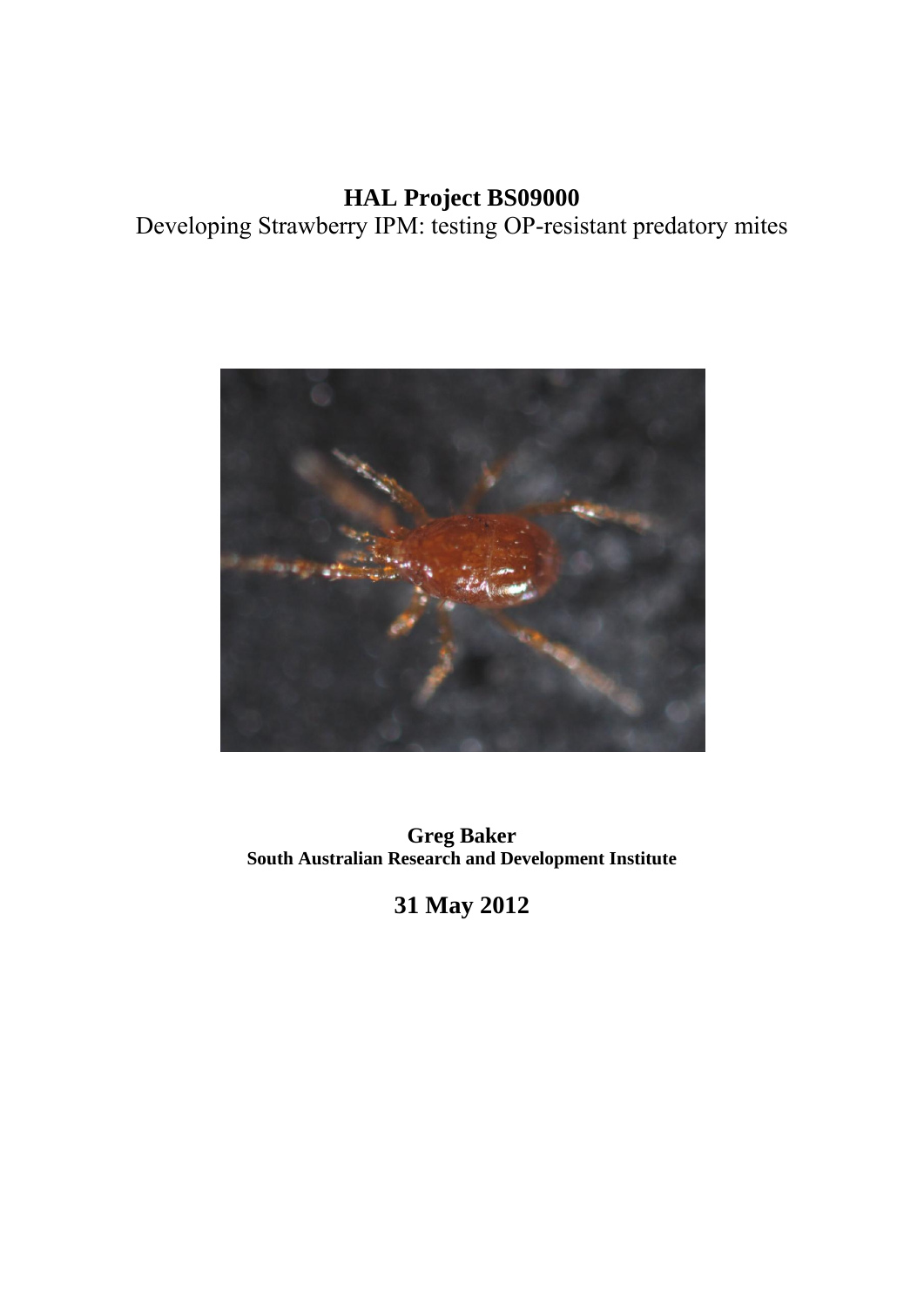# HAL Project BS09000

Developing Strawberry IPM: testing OP-resistant predatory mites

**Greg Baker**
**South Australian Research and Development Institute**

## 31 May 2012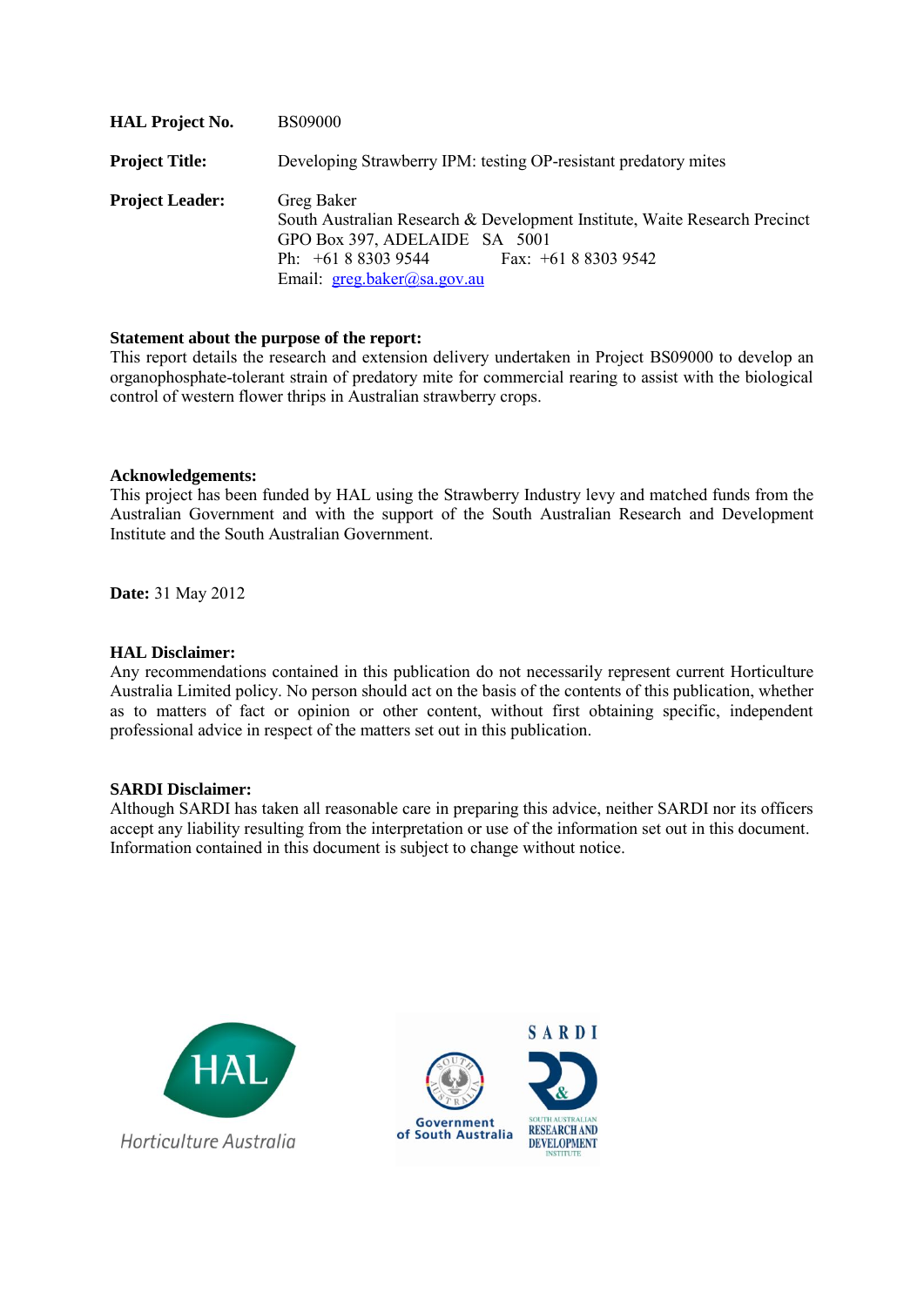**HAL Project No.** BS09000

**Project Title:** Developing Strawberry IPM: testing OP-resistant predatory mites

**Project Leader:** Greg Baker
South Australian Research & Development Institute, Waite Research Precinct
GPO Box 397, ADELAIDE SA 5001
Ph: +61 8 8303 9544 Fax: +61 8 8303 9542
Email: greg.baker@sa.gov.au

**Statement about the purpose of the report:**
This report details the research and extension delivery undertaken in Project BS09000 to develop an organophosphate-tolerant strain of predatory mite for commercial rearing to assist with the biological control of western flower thrips in Australian strawberry crops.

**Acknowledgements:**
This project has been funded by HAL using the Strawberry Industry levy and matched funds from the Australian Government and with the support of the South Australian Research and Development Institute and the South Australian Government.

**Date:** 31 May 2012

**HAL Disclaimer:**
Any recommendations contained in this publication do not necessarily represent current Horticulture Australia Limited policy. No person should act on the basis of the contents of this publication, whether as to matters of fact or opinion or other content, without first obtaining specific, independent professional advice in respect of the matters set out in this publication.

**SARDI Disclaimer:**
Although SARDI has taken all reasonable care in preparing this advice, neither SARDI nor its officers accept any liability resulting from the interpretation or use of the information set out in this document. Information contained in this document is subject to change without notice.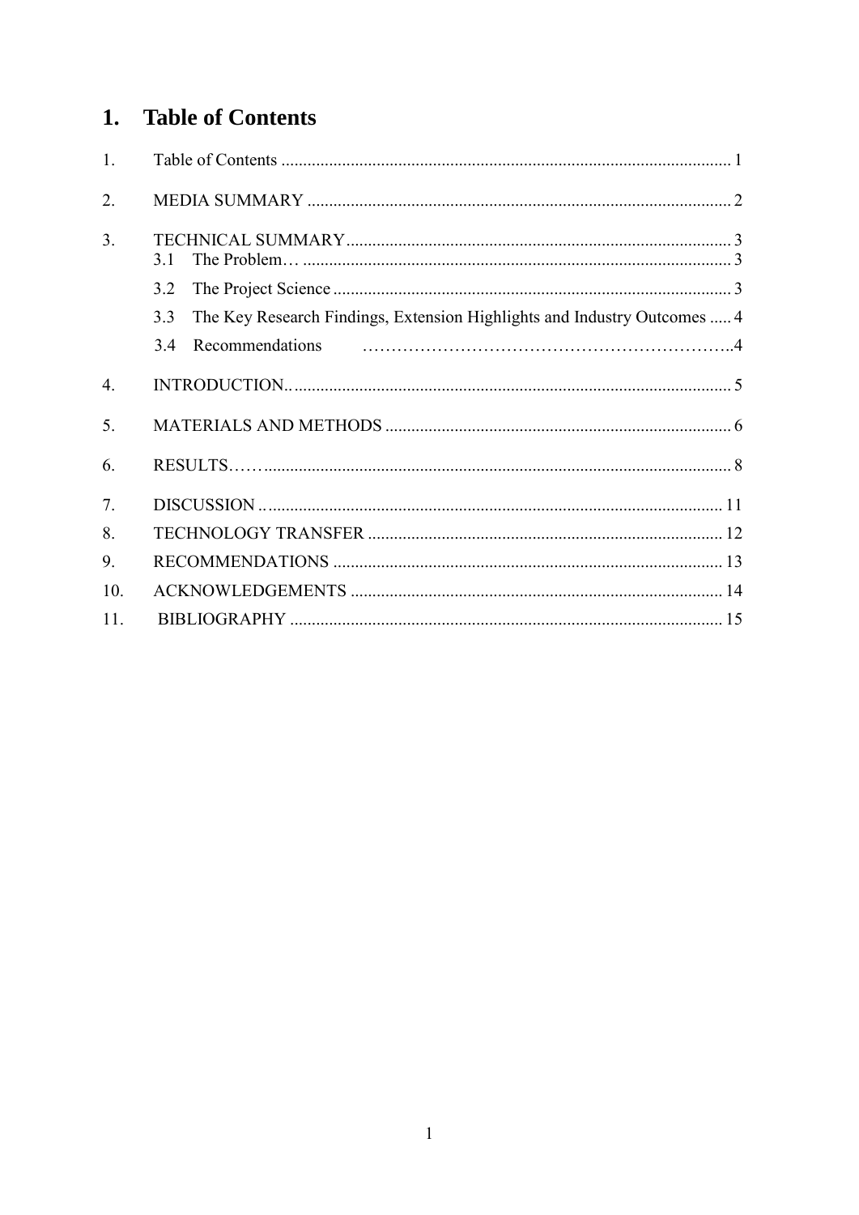# 1. Table of Contents

1. Table of Contents ........................................................................................................ 1
2. MEDIA SUMMARY .................................................................................................. 2
3. TECHNICAL SUMMARY......................................................................................... 3
   - 3.1 The Problem… ................................................................................................... 3
   - 3.2 The Project Science ............................................................................................ 3
   - 3.3 The Key Research Findings, Extension Highlights and Industry Outcomes ..... 4
   - 3.4 Recommendations ……………………………………………………..4
4. INTRODUCTION.. .................................................................................................... 5
5. MATERIALS AND METHODS ................................................................................ 6
6. RESULTS…….......................................................................................................... 8
7. DISCUSSION .. ........................................................................................................ 11
8. TECHNOLOGY TRANSFER .................................................................................. 12
9. RECOMMENDATIONS .......................................................................................... 13
10. ACKNOWLEDGEMENTS ...................................................................................... 14
11. BIBLIOGRAPHY .................................................................................................... 15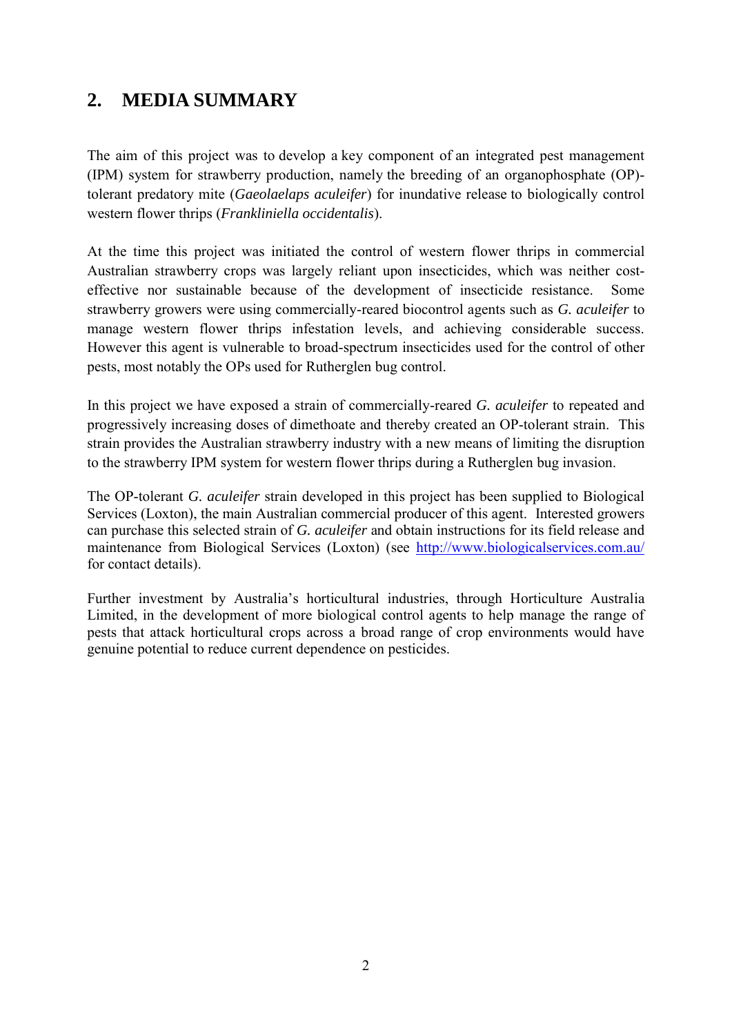## 2. MEDIA SUMMARY

The aim of this project was to develop a key component of an integrated pest management (IPM) system for strawberry production, namely the breeding of an organophosphate (OP)-tolerant predatory mite (*Gaeolaelaps aculeifer*) for inundative release to biologically control western flower thrips (*Frankliniella occidentalis*).

At the time this project was initiated the control of western flower thrips in commercial Australian strawberry crops was largely reliant upon insecticides, which was neither cost-effective nor sustainable because of the development of insecticide resistance. Some strawberry growers were using commercially-reared biocontrol agents such as *G. aculeifer* to manage western flower thrips infestation levels, and achieving considerable success. However this agent is vulnerable to broad-spectrum insecticides used for the control of other pests, most notably the OPs used for Rutherglen bug control.

In this project we have exposed a strain of commercially-reared *G. aculeifer* to repeated and progressively increasing doses of dimethoate and thereby created an OP-tolerant strain. This strain provides the Australian strawberry industry with a new means of limiting the disruption to the strawberry IPM system for western flower thrips during a Rutherglen bug invasion.

The OP-tolerant *G. aculeifer* strain developed in this project has been supplied to Biological Services (Loxton), the main Australian commercial producer of this agent. Interested growers can purchase this selected strain of *G. aculeifer* and obtain instructions for its field release and maintenance from Biological Services (Loxton) (see http://www.biologicalservices.com.au/ for contact details).

Further investment by Australia's horticultural industries, through Horticulture Australia Limited, in the development of more biological control agents to help manage the range of pests that attack horticultural crops across a broad range of crop environments would have genuine potential to reduce current dependence on pesticides.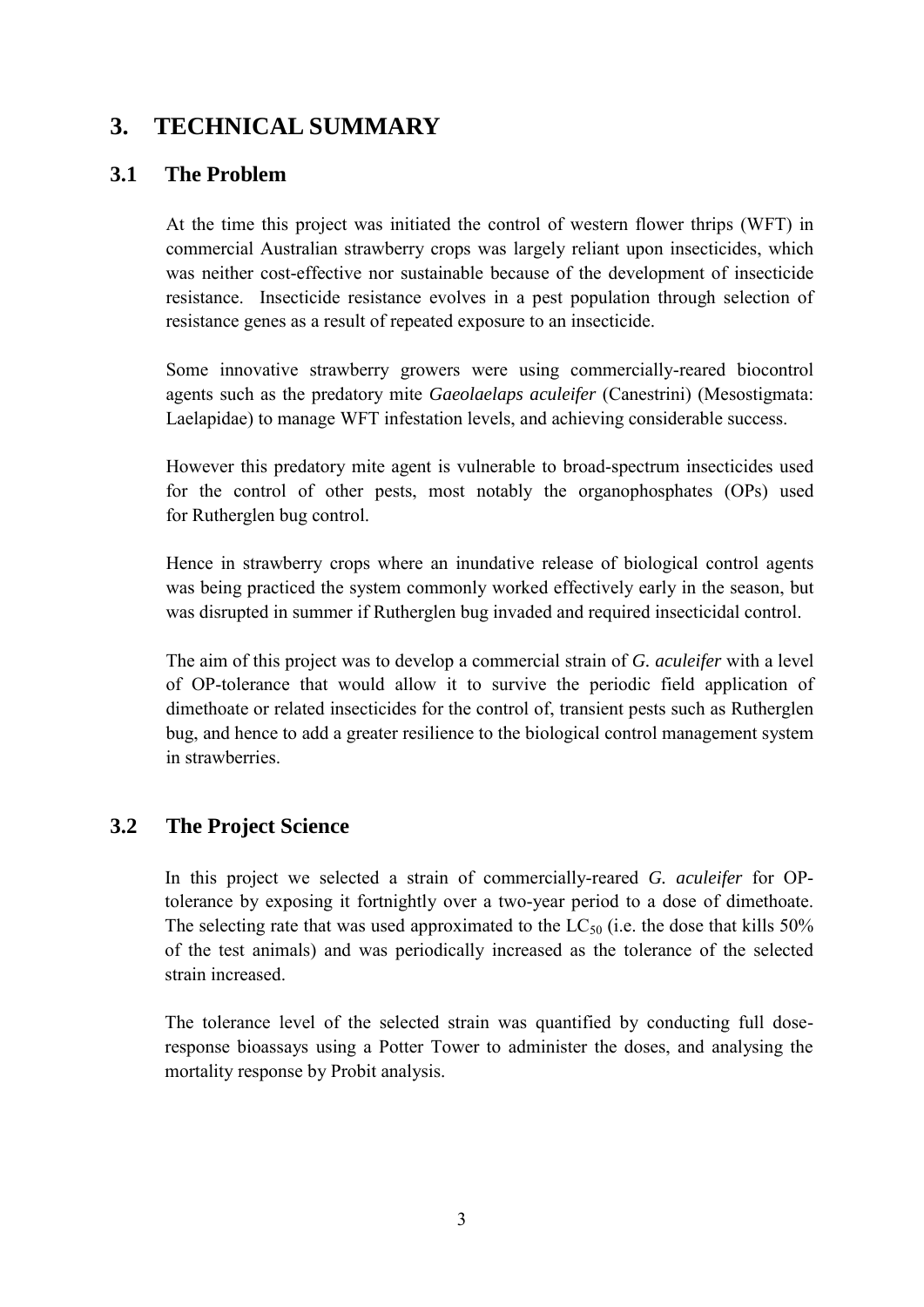# 3. TECHNICAL SUMMARY

## 3.1 The Problem

At the time this project was initiated the control of western flower thrips (WFT) in commercial Australian strawberry crops was largely reliant upon insecticides, which was neither cost-effective nor sustainable because of the development of insecticide resistance. Insecticide resistance evolves in a pest population through selection of resistance genes as a result of repeated exposure to an insecticide.

Some innovative strawberry growers were using commercially-reared biocontrol agents such as the predatory mite *Gaeolaelaps aculeifer* (Canestrini) (Mesostigmata: Laelapidae) to manage WFT infestation levels, and achieving considerable success.

However this predatory mite agent is vulnerable to broad-spectrum insecticides used for the control of other pests, most notably the organophosphates (OPs) used for Rutherglen bug control.

Hence in strawberry crops where an inundative release of biological control agents was being practiced the system commonly worked effectively early in the season, but was disrupted in summer if Rutherglen bug invaded and required insecticidal control.

The aim of this project was to develop a commercial strain of *G. aculeifer* with a level of OP-tolerance that would allow it to survive the periodic field application of dimethoate or related insecticides for the control of, transient pests such as Rutherglen bug, and hence to add a greater resilience to the biological control management system in strawberries.

## 3.2 The Project Science

In this project we selected a strain of commercially-reared *G. aculeifer* for OP-tolerance by exposing it fortnightly over a two-year period to a dose of dimethoate. The selecting rate that was used approximated to the $LC_{50}$ (i.e. the dose that kills 50% of the test animals) and was periodically increased as the tolerance of the selected strain increased.

The tolerance level of the selected strain was quantified by conducting full dose-response bioassays using a Potter Tower to administer the doses, and analysing the mortality response by Probit analysis.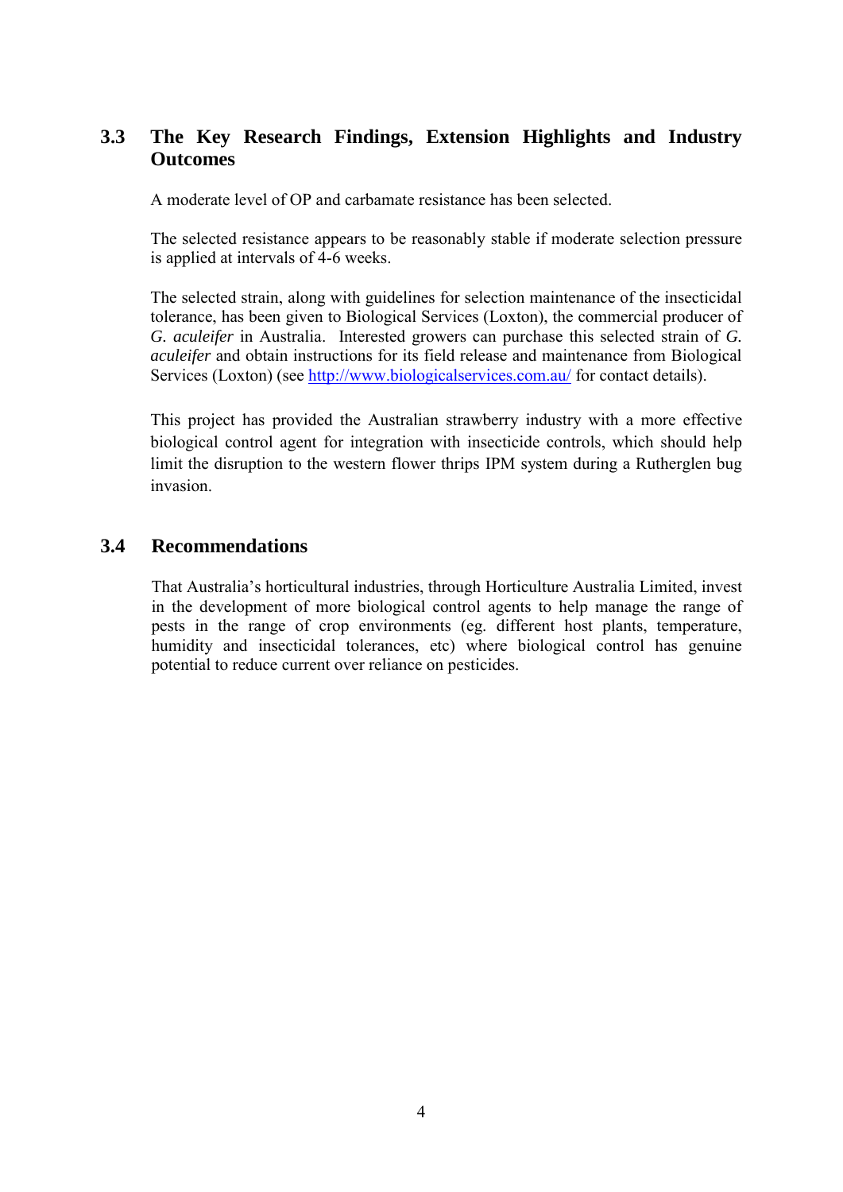## 3.3 The Key Research Findings, Extension Highlights and Industry Outcomes

A moderate level of OP and carbamate resistance has been selected.

The selected resistance appears to be reasonably stable if moderate selection pressure is applied at intervals of 4-6 weeks.

The selected strain, along with guidelines for selection maintenance of the insecticidal tolerance, has been given to Biological Services (Loxton), the commercial producer of *G. aculeifer* in Australia. Interested growers can purchase this selected strain of *G. aculeifer* and obtain instructions for its field release and maintenance from Biological Services (Loxton) (see http://www.biologicalservices.com.au/ for contact details).

This project has provided the Australian strawberry industry with a more effective biological control agent for integration with insecticide controls, which should help limit the disruption to the western flower thrips IPM system during a Rutherglen bug invasion.

## 3.4 Recommendations

That Australia's horticultural industries, through Horticulture Australia Limited, invest in the development of more biological control agents to help manage the range of pests in the range of crop environments (eg. different host plants, temperature, humidity and insecticidal tolerances, etc) where biological control has genuine potential to reduce current over reliance on pesticides.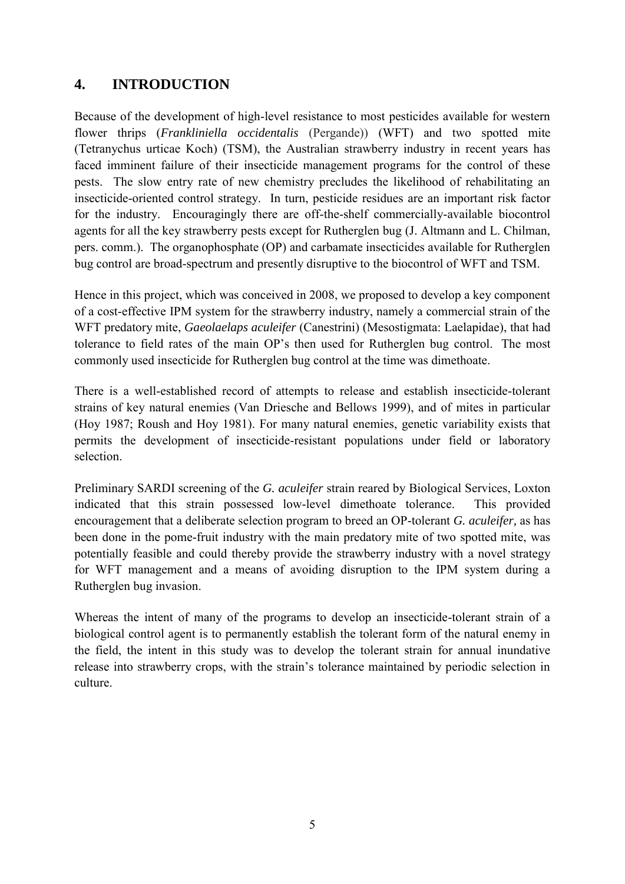## 4. INTRODUCTION

Because of the development of high-level resistance to most pesticides available for western flower thrips (*Frankliniella occidentalis* (Pergande)) (WFT) and two spotted mite (Tetranychus urticae Koch) (TSM), the Australian strawberry industry in recent years has faced imminent failure of their insecticide management programs for the control of these pests. The slow entry rate of new chemistry precludes the likelihood of rehabilitating an insecticide-oriented control strategy. In turn, pesticide residues are an important risk factor for the industry. Encouragingly there are off-the-shelf commercially-available biocontrol agents for all the key strawberry pests except for Rutherglen bug (J. Altmann and L. Chilman, pers. comm.). The organophosphate (OP) and carbamate insecticides available for Rutherglen bug control are broad-spectrum and presently disruptive to the biocontrol of WFT and TSM.

Hence in this project, which was conceived in 2008, we proposed to develop a key component of a cost-effective IPM system for the strawberry industry, namely a commercial strain of the WFT predatory mite, *Gaeolaelaps aculeifer* (Canestrini) (Mesostigmata: Laelapidae), that had tolerance to field rates of the main OP's then used for Rutherglen bug control. The most commonly used insecticide for Rutherglen bug control at the time was dimethoate.

There is a well-established record of attempts to release and establish insecticide-tolerant strains of key natural enemies (Van Driesche and Bellows 1999), and of mites in particular (Hoy 1987; Roush and Hoy 1981). For many natural enemies, genetic variability exists that permits the development of insecticide-resistant populations under field or laboratory selection.

Preliminary SARDI screening of the *G. aculeifer* strain reared by Biological Services, Loxton indicated that this strain possessed low-level dimethoate tolerance. This provided encouragement that a deliberate selection program to breed an OP-tolerant *G. aculeifer,* as has been done in the pome-fruit industry with the main predatory mite of two spotted mite, was potentially feasible and could thereby provide the strawberry industry with a novel strategy for WFT management and a means of avoiding disruption to the IPM system during a Rutherglen bug invasion.

Whereas the intent of many of the programs to develop an insecticide-tolerant strain of a biological control agent is to permanently establish the tolerant form of the natural enemy in the field, the intent in this study was to develop the tolerant strain for annual inundative release into strawberry crops, with the strain's tolerance maintained by periodic selection in culture.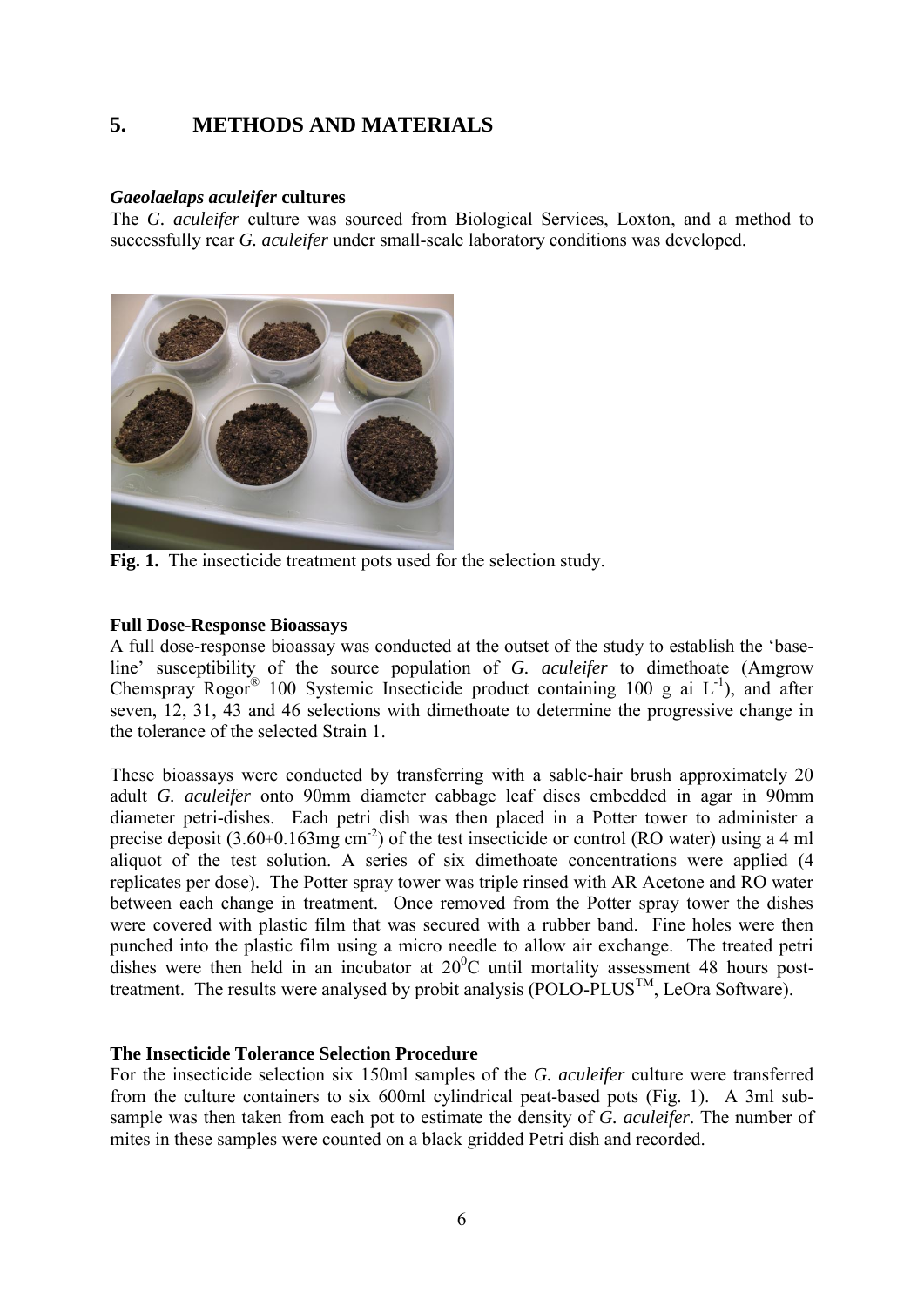# 5. METHODS AND MATERIALS

### *Gaeolaelaps aculeifer* cultures

The *G. aculeifer* culture was sourced from Biological Services, Loxton, and a method to successfully rear *G. aculeifer* under small-scale laboratory conditions was developed.

**Fig. 1.** The insecticide treatment pots used for the selection study.

### Full Dose-Response Bioassays

A full dose-response bioassay was conducted at the outset of the study to establish the 'base-line' susceptibility of the source population of *G. aculeifer* to dimethoate (Amgrow Chemspray Rogor® 100 Systemic Insecticide product containing 100 g ai $L^{-1}$), and after seven, 12, 31, 43 and 46 selections with dimethoate to determine the progressive change in the tolerance of the selected Strain 1.

These bioassays were conducted by transferring with a sable-hair brush approximately 20 adult *G. aculeifer* onto 90mm diameter cabbage leaf discs embedded in agar in 90mm diameter petri-dishes. Each petri dish was then placed in a Potter tower to administer a precise deposit ($3.60 \pm 0.163$mg $cm^{-2}$) of the test insecticide or control (RO water) using a 4 ml aliquot of the test solution. A series of six dimethoate concentrations were applied (4 replicates per dose). The Potter spray tower was triple rinsed with AR Acetone and RO water between each change in treatment. Once removed from the Potter spray tower the dishes were covered with plastic film that was secured with a rubber band. Fine holes were then punched into the plastic film using a micro needle to allow air exchange. The treated petri dishes were then held in an incubator at $20^0$C until mortality assessment 48 hours post-treatment. The results were analysed by probit analysis (POLO-PLUS™, LeOra Software).

### The Insecticide Tolerance Selection Procedure

For the insecticide selection six 150ml samples of the *G. aculeifer* culture were transferred from the culture containers to six 600ml cylindrical peat-based pots (Fig. 1). A 3ml sub-sample was then taken from each pot to estimate the density of *G. aculeifer*. The number of mites in these samples were counted on a black gridded Petri dish and recorded.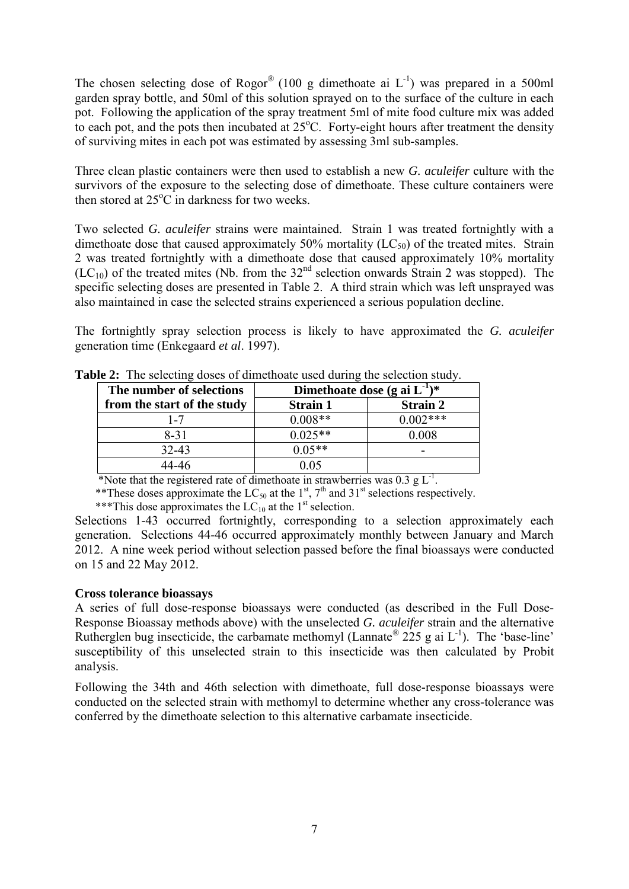The chosen selecting dose of Rogor® (100 g dimethoate ai $L^{-1}$) was prepared in a 500ml garden spray bottle, and 50ml of this solution sprayed on to the surface of the culture in each pot. Following the application of the spray treatment 5ml of mite food culture mix was added to each pot, and the pots then incubated at 25°C. Forty-eight hours after treatment the density of surviving mites in each pot was estimated by assessing 3ml sub-samples.

Three clean plastic containers were then used to establish a new *G. aculeifer* culture with the survivors of the exposure to the selecting dose of dimethoate. These culture containers were then stored at 25°C in darkness for two weeks.

Two selected *G. aculeifer* strains were maintained. Strain 1 was treated fortnightly with a dimethoate dose that caused approximately 50% mortality ($LC_{50}$) of the treated mites. Strain 2 was treated fortnightly with a dimethoate dose that caused approximately 10% mortality ($LC_{10}$) of the treated mites (Nb. from the 32nd selection onwards Strain 2 was stopped). The specific selecting doses are presented in Table 2. A third strain which was left unsprayed was also maintained in case the selected strains experienced a serious population decline.

The fortnightly spray selection process is likely to have approximated the *G. aculeifer* generation time (Enkegaard *et al*. 1997).

**Table 2:** The selecting doses of dimethoate used during the selection study.

| The number of selections from the start of the study | Dimethoate dose (g ai $L^{-1}$)* | |
|---|---|---|
| | **Strain 1** | **Strain 2** |
| 1-7 | 0.008** | 0.002*** |
| 8-31 | 0.025** | 0.008 |
| 32-43 | 0.05** | - |
| 44-46 | 0.05 | |

*Note that the registered rate of dimethoate in strawberries was 0.3 g $L^{-1}$.

**These doses approximate the $LC_{50}$ at the 1st, 7th and 31st selections respectively.

***This dose approximates the $LC_{10}$ at the 1st selection.

Selections 1-43 occurred fortnightly, corresponding to a selection approximately each generation. Selections 44-46 occurred approximately monthly between January and March 2012. A nine week period without selection passed before the final bioassays were conducted on 15 and 22 May 2012.

**Cross tolerance bioassays**

A series of full dose-response bioassays were conducted (as described in the Full Dose-Response Bioassay methods above) with the unselected *G. aculeifer* strain and the alternative Rutherglen bug insecticide, the carbamate methomyl (Lannate® 225 g ai $L^{-1}$). The 'base-line' susceptibility of this unselected strain to this insecticide was then calculated by Probit analysis.

Following the 34th and 46th selection with dimethoate, full dose-response bioassays were conducted on the selected strain with methomyl to determine whether any cross-tolerance was conferred by the dimethoate selection to this alternative carbamate insecticide.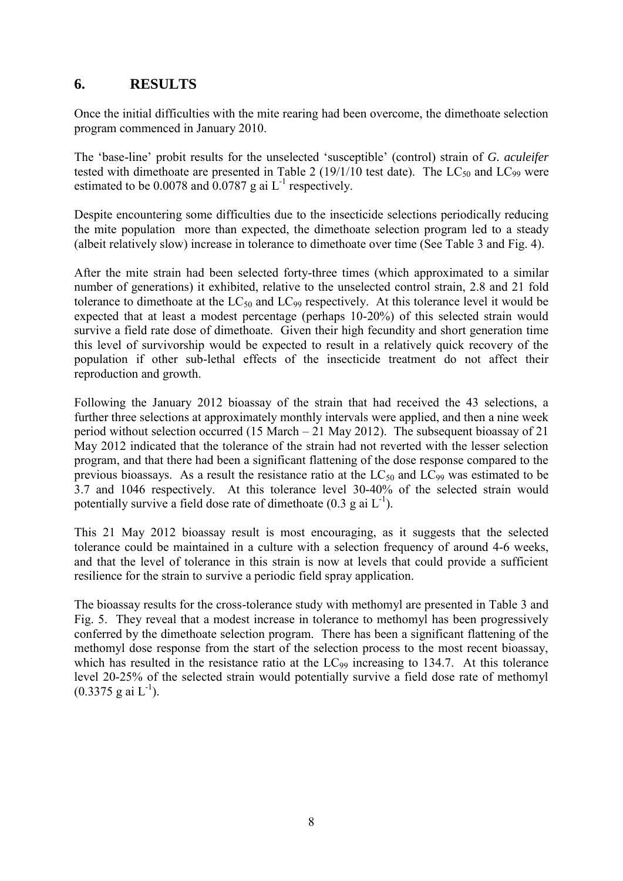## 6. RESULTS

Once the initial difficulties with the mite rearing had been overcome, the dimethoate selection program commenced in January 2010.

The 'base-line' probit results for the unselected 'susceptible' (control) strain of *G. aculeifer* tested with dimethoate are presented in Table 2 (19/1/10 test date). The $LC_{50}$ and $LC_{99}$ were estimated to be 0.0078 and 0.0787 g ai $L^{-1}$ respectively.

Despite encountering some difficulties due to the insecticide selections periodically reducing the mite population more than expected, the dimethoate selection program led to a steady (albeit relatively slow) increase in tolerance to dimethoate over time (See Table 3 and Fig. 4).

After the mite strain had been selected forty-three times (which approximated to a similar number of generations) it exhibited, relative to the unselected control strain, 2.8 and 21 fold tolerance to dimethoate at the $LC_{50}$ and $LC_{99}$ respectively. At this tolerance level it would be expected that at least a modest percentage (perhaps 10-20%) of this selected strain would survive a field rate dose of dimethoate. Given their high fecundity and short generation time this level of survivorship would be expected to result in a relatively quick recovery of the population if other sub-lethal effects of the insecticide treatment do not affect their reproduction and growth.

Following the January 2012 bioassay of the strain that had received the 43 selections, a further three selections at approximately monthly intervals were applied, and then a nine week period without selection occurred (15 March – 21 May 2012). The subsequent bioassay of 21 May 2012 indicated that the tolerance of the strain had not reverted with the lesser selection program, and that there had been a significant flattening of the dose response compared to the previous bioassays. As a result the resistance ratio at the $LC_{50}$ and $LC_{99}$ was estimated to be 3.7 and 1046 respectively. At this tolerance level 30-40% of the selected strain would potentially survive a field dose rate of dimethoate (0.3 g ai $L^{-1}$).

This 21 May 2012 bioassay result is most encouraging, as it suggests that the selected tolerance could be maintained in a culture with a selection frequency of around 4-6 weeks, and that the level of tolerance in this strain is now at levels that could provide a sufficient resilience for the strain to survive a periodic field spray application.

The bioassay results for the cross-tolerance study with methomyl are presented in Table 3 and Fig. 5. They reveal that a modest increase in tolerance to methomyl has been progressively conferred by the dimethoate selection program. There has been a significant flattening of the methomyl dose response from the start of the selection process to the most recent bioassay, which has resulted in the resistance ratio at the $LC_{99}$ increasing to 134.7. At this tolerance level 20-25% of the selected strain would potentially survive a field dose rate of methomyl (0.3375 g ai $L^{-1}$).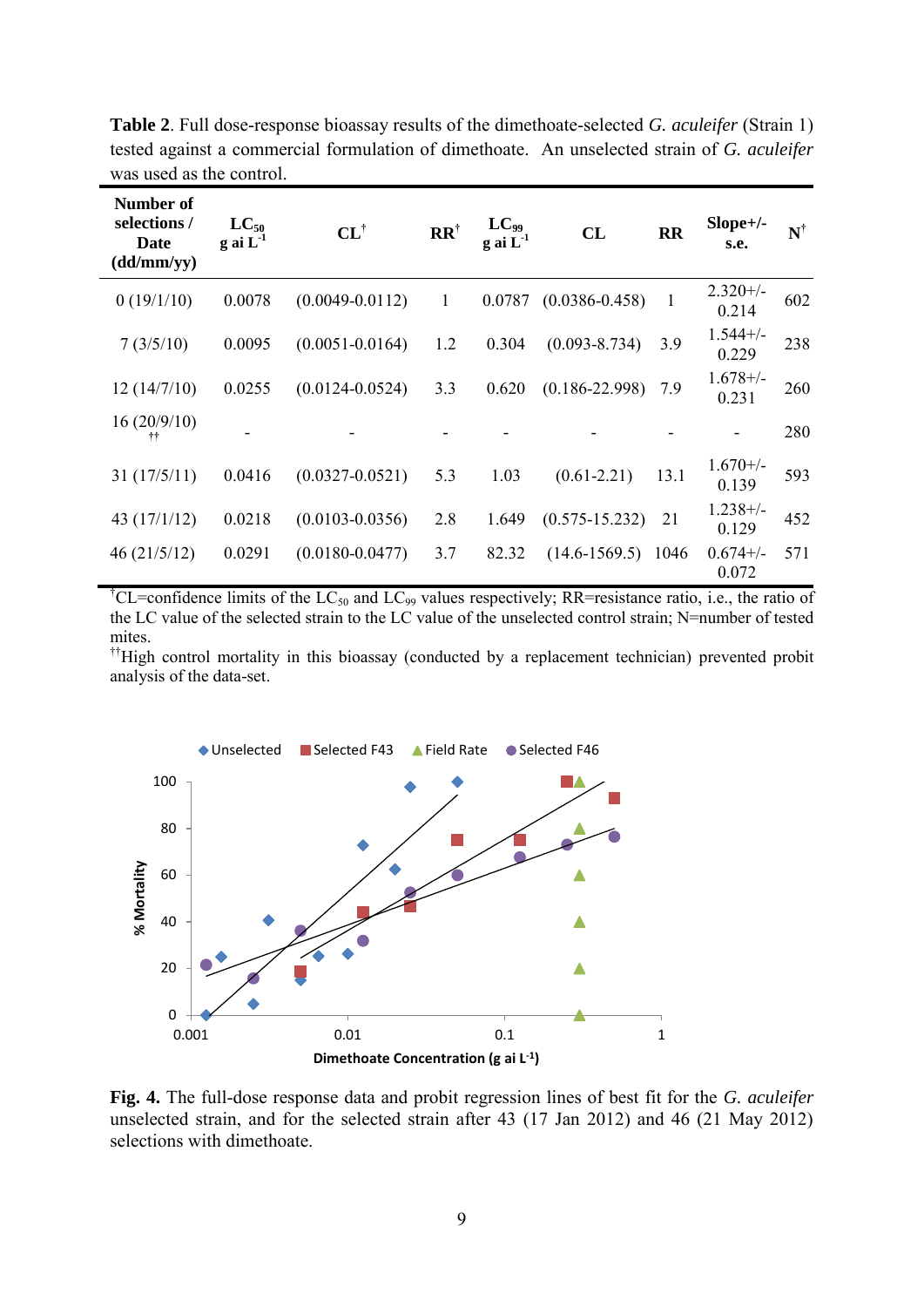**Table 2**. Full dose-response bioassay results of the dimethoate-selected *G. aculeifer* (Strain 1) tested against a commercial formulation of dimethoate. An unselected strain of *G. aculeifer* was used as the control.

| Number of selections / Date (dd/mm/yy) | $LC_{50}$ g ai $L^{-1}$ | CL[†] | RR[†] | $LC_{99}$ g ai $L^{-1}$ | CL | RR | Slope+/- s.e. | N[†] |
|---|---|---|---|---|---|---|---|---|
| 0 (19/1/10) | 0.0078 | (0.0049-0.0112) | 1 | 0.0787 | (0.0386-0.458) | 1 | 2.320+/- 0.214 | 602 |
| 7 (3/5/10) | 0.0095 | (0.0051-0.0164) | 1.2 | 0.304 | (0.093-8.734) | 3.9 | 1.544+/- 0.229 | 238 |
| 12 (14/7/10) | 0.0255 | (0.0124-0.0524) | 3.3 | 0.620 | (0.186-22.998) | 7.9 | 1.678+/- 0.231 | 260 |
| 16 (20/9/10)[††] | - | - | - | - | - | - | - | 280 |
| 31 (17/5/11) | 0.0416 | (0.0327-0.0521) | 5.3 | 1.03 | (0.61-2.21) | 13.1 | 1.670+/- 0.139 | 593 |
| 43 (17/1/12) | 0.0218 | (0.0103-0.0356) | 2.8 | 1.649 | (0.575-15.232) | 21 | 1.238+/- 0.129 | 452 |
| 46 (21/5/12) | 0.0291 | (0.0180-0.0477) | 3.7 | 82.32 | (14.6-1569.5) | 1046 | 0.674+/- 0.072 | 571 |

[†]CL=confidence limits of the $LC_{50}$ and $LC_{99}$ values respectively; RR=resistance ratio, i.e., the ratio of the LC value of the selected strain to the LC value of the unselected control strain; N=number of tested mites.

[††]High control mortality in this bioassay (conducted by a replacement technician) prevented probit analysis of the data-set.

**Fig. 4.** The full-dose response data and probit regression lines of best fit for the *G. aculeifer* unselected strain, and for the selected strain after 43 (17 Jan 2012) and 46 (21 May 2012) selections with dimethoate.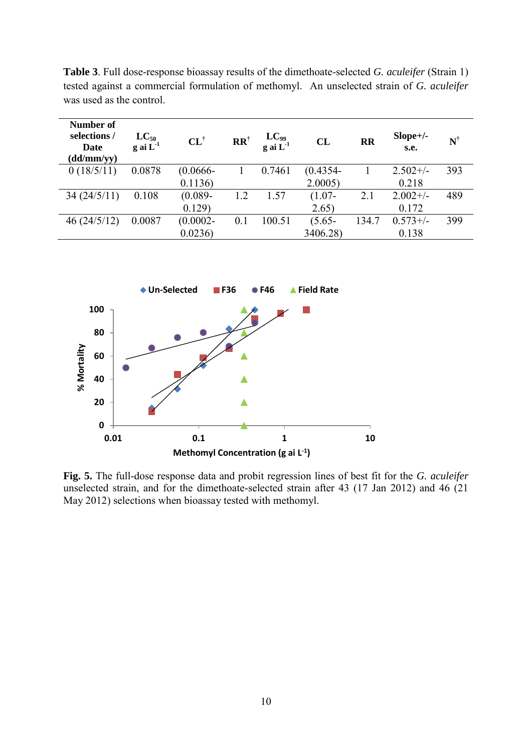**Table 3**. Full dose-response bioassay results of the dimethoate-selected *G. aculeifer* (Strain 1) tested against a commercial formulation of methomyl. An unselected strain of *G. aculeifer* was used as the control.

| Number of selections / Date (dd/mm/yy) | $LC_{50}$ g ai $L^{-1}$ | CL[†] | RR[†] | $LC_{99}$ g ai $L^{-1}$ | CL | RR | Slope+/- s.e. | N[†] |
|---|---|---|---|---|---|---|---|---|
| 0 (18/5/11) | 0.0878 | (0.0666-0.1136) | 1 | 0.7461 | (0.4354-2.0005) | 1 | 2.502+/-0.218 | 393 |
| 34 (24/5/11) | 0.108 | (0.089-0.129) | 1.2 | 1.57 | (1.07-2.65) | 2.1 | 2.002+/-0.172 | 489 |
| 46 (24/5/12) | 0.0087 | (0.0002-0.0236) | 0.1 | 100.51 | (5.65-3406.28) | 134.7 | 0.573+/-0.138 | 399 |

**Fig. 5.** The full-dose response data and probit regression lines of best fit for the *G. aculeifer* unselected strain, and for the dimethoate-selected strain after 43 (17 Jan 2012) and 46 (21 May 2012) selections when bioassay tested with methomyl.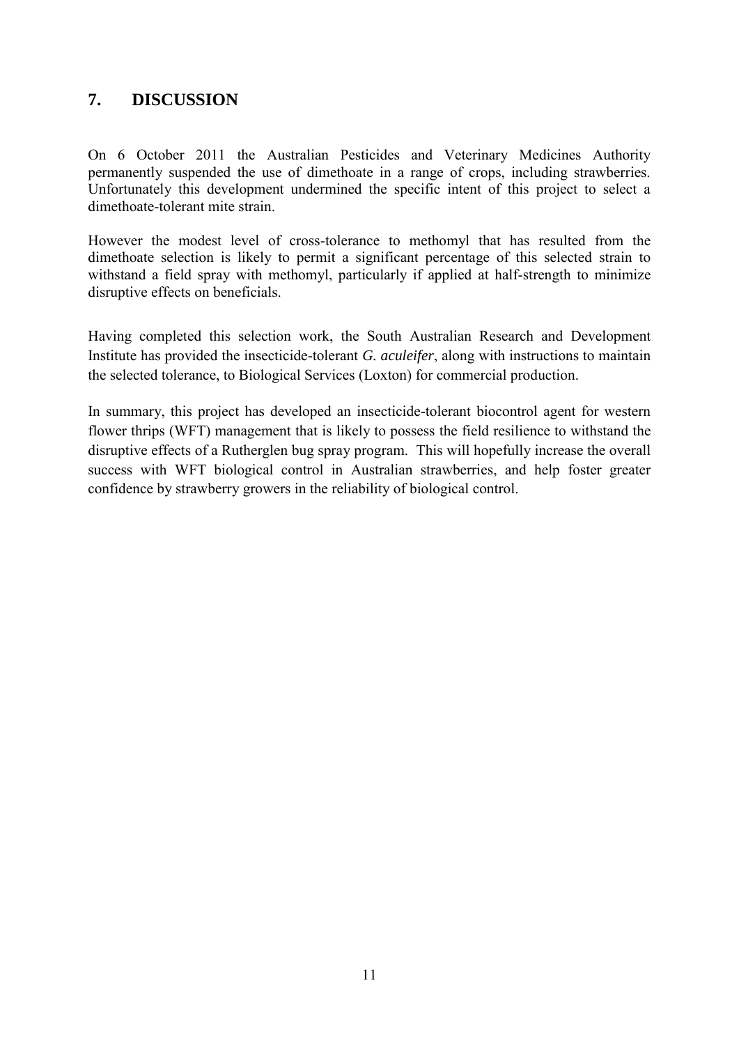## 7. DISCUSSION

On 6 October 2011 the Australian Pesticides and Veterinary Medicines Authority permanently suspended the use of dimethoate in a range of crops, including strawberries. Unfortunately this development undermined the specific intent of this project to select a dimethoate-tolerant mite strain.

However the modest level of cross-tolerance to methomyl that has resulted from the dimethoate selection is likely to permit a significant percentage of this selected strain to withstand a field spray with methomyl, particularly if applied at half-strength to minimize disruptive effects on beneficials.

Having completed this selection work, the South Australian Research and Development Institute has provided the insecticide-tolerant *G. aculeifer*, along with instructions to maintain the selected tolerance, to Biological Services (Loxton) for commercial production.

In summary, this project has developed an insecticide-tolerant biocontrol agent for western flower thrips (WFT) management that is likely to possess the field resilience to withstand the disruptive effects of a Rutherglen bug spray program. This will hopefully increase the overall success with WFT biological control in Australian strawberries, and help foster greater confidence by strawberry growers in the reliability of biological control.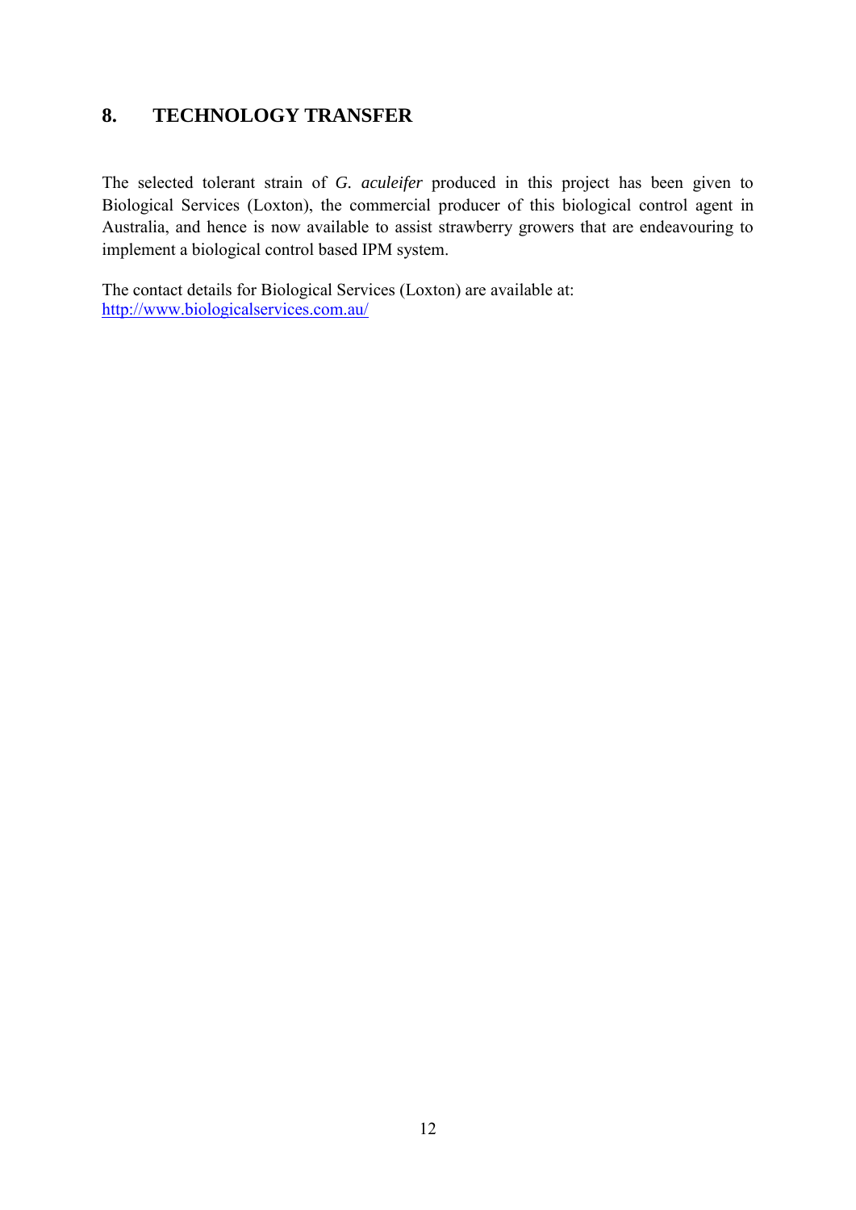## 8. TECHNOLOGY TRANSFER

The selected tolerant strain of *G. aculeifer* produced in this project has been given to Biological Services (Loxton), the commercial producer of this biological control agent in Australia, and hence is now available to assist strawberry growers that are endeavouring to implement a biological control based IPM system.

The contact details for Biological Services (Loxton) are available at:
http://www.biologicalservices.com.au/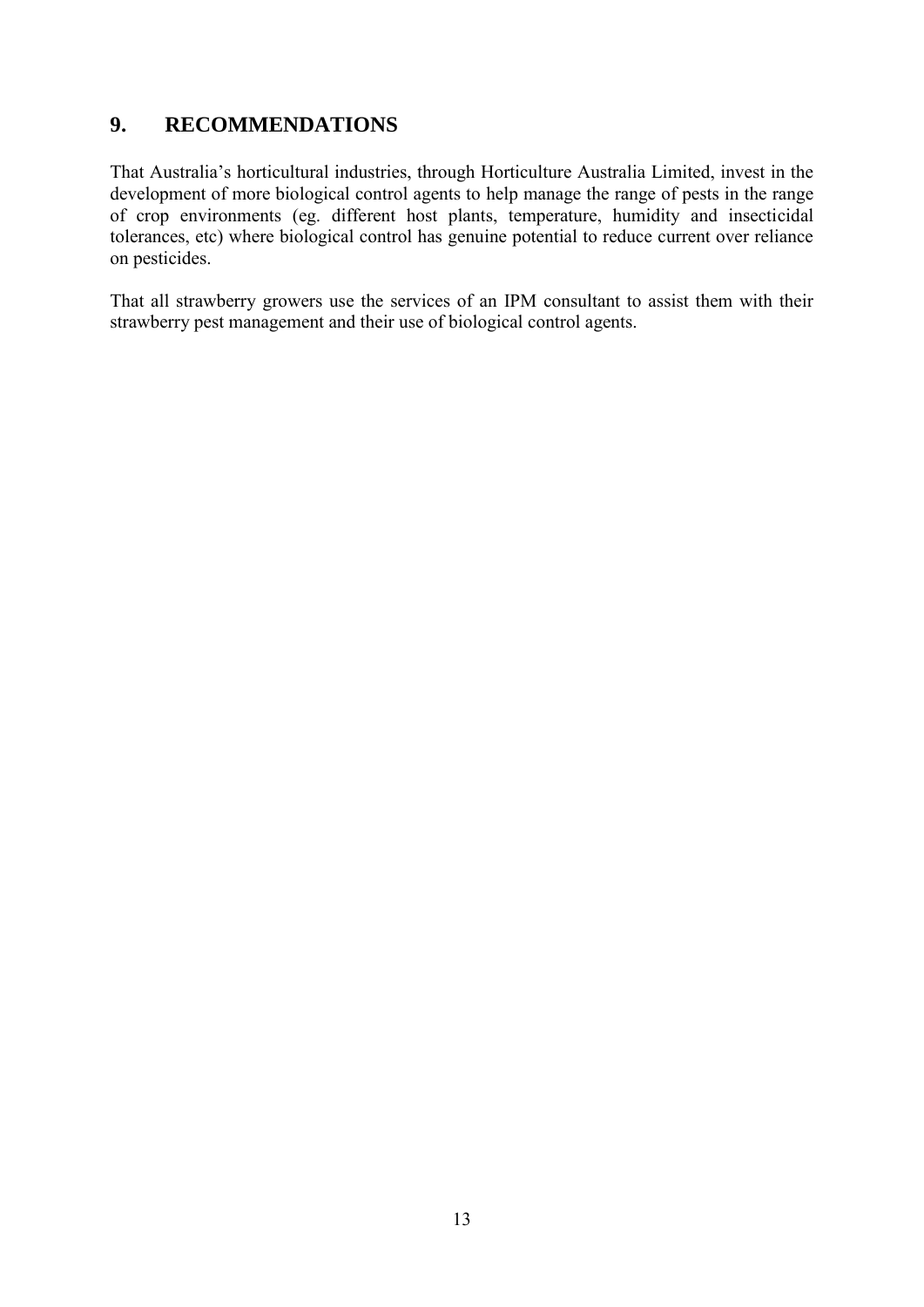## 9. RECOMMENDATIONS

That Australia's horticultural industries, through Horticulture Australia Limited, invest in the development of more biological control agents to help manage the range of pests in the range of crop environments (eg. different host plants, temperature, humidity and insecticidal tolerances, etc) where biological control has genuine potential to reduce current over reliance on pesticides.

That all strawberry growers use the services of an IPM consultant to assist them with their strawberry pest management and their use of biological control agents.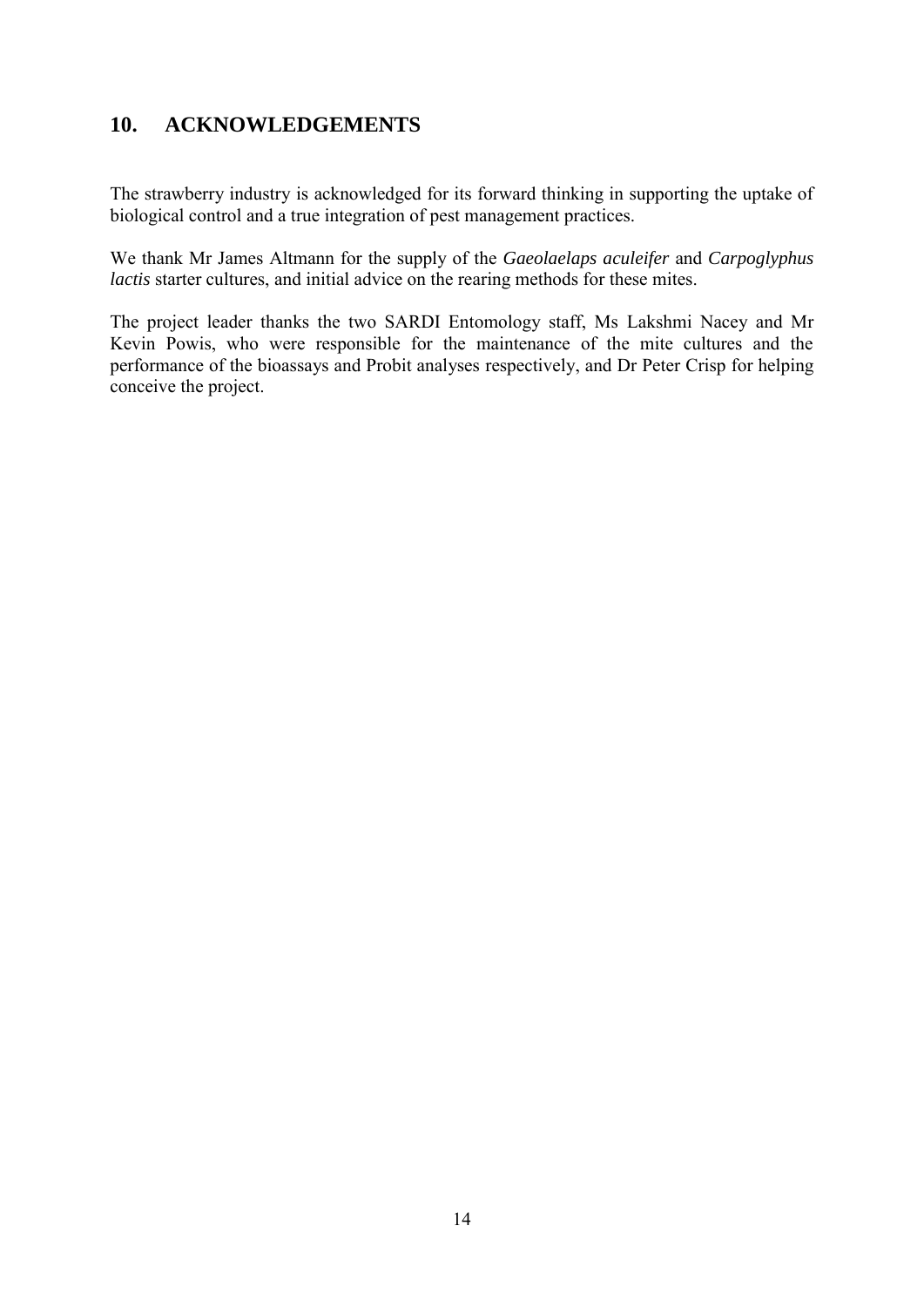## 10. ACKNOWLEDGEMENTS

The strawberry industry is acknowledged for its forward thinking in supporting the uptake of biological control and a true integration of pest management practices.

We thank Mr James Altmann for the supply of the *Gaeolaelaps aculeifer* and *Carpoglyphus lactis* starter cultures, and initial advice on the rearing methods for these mites.

The project leader thanks the two SARDI Entomology staff, Ms Lakshmi Nacey and Mr Kevin Powis, who were responsible for the maintenance of the mite cultures and the performance of the bioassays and Probit analyses respectively, and Dr Peter Crisp for helping conceive the project.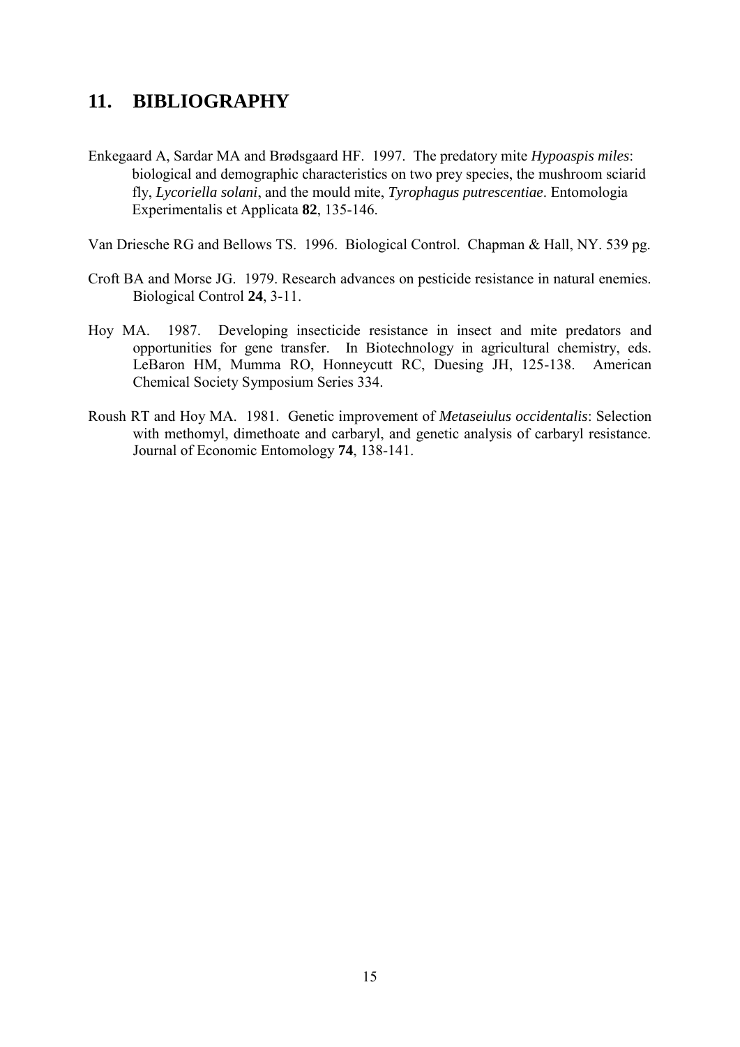## 11. BIBLIOGRAPHY

Enkegaard A, Sardar MA and Brødsgaard HF. 1997. The predatory mite *Hypoaspis miles*: biological and demographic characteristics on two prey species, the mushroom sciarid fly, *Lycoriella solani*, and the mould mite, *Tyrophagus putrescentiae*. Entomologia Experimentalis et Applicata **82**, 135-146.

Van Driesche RG and Bellows TS. 1996. Biological Control. Chapman & Hall, NY. 539 pg.

Croft BA and Morse JG. 1979. Research advances on pesticide resistance in natural enemies. Biological Control **24**, 3-11.

Hoy MA. 1987. Developing insecticide resistance in insect and mite predators and opportunities for gene transfer. In Biotechnology in agricultural chemistry, eds. LeBaron HM, Mumma RO, Honneycutt RC, Duesing JH, 125-138. American Chemical Society Symposium Series 334.

Roush RT and Hoy MA. 1981. Genetic improvement of *Metaseiulus occidentalis*: Selection with methomyl, dimethoate and carbaryl, and genetic analysis of carbaryl resistance. Journal of Economic Entomology **74**, 138-141.